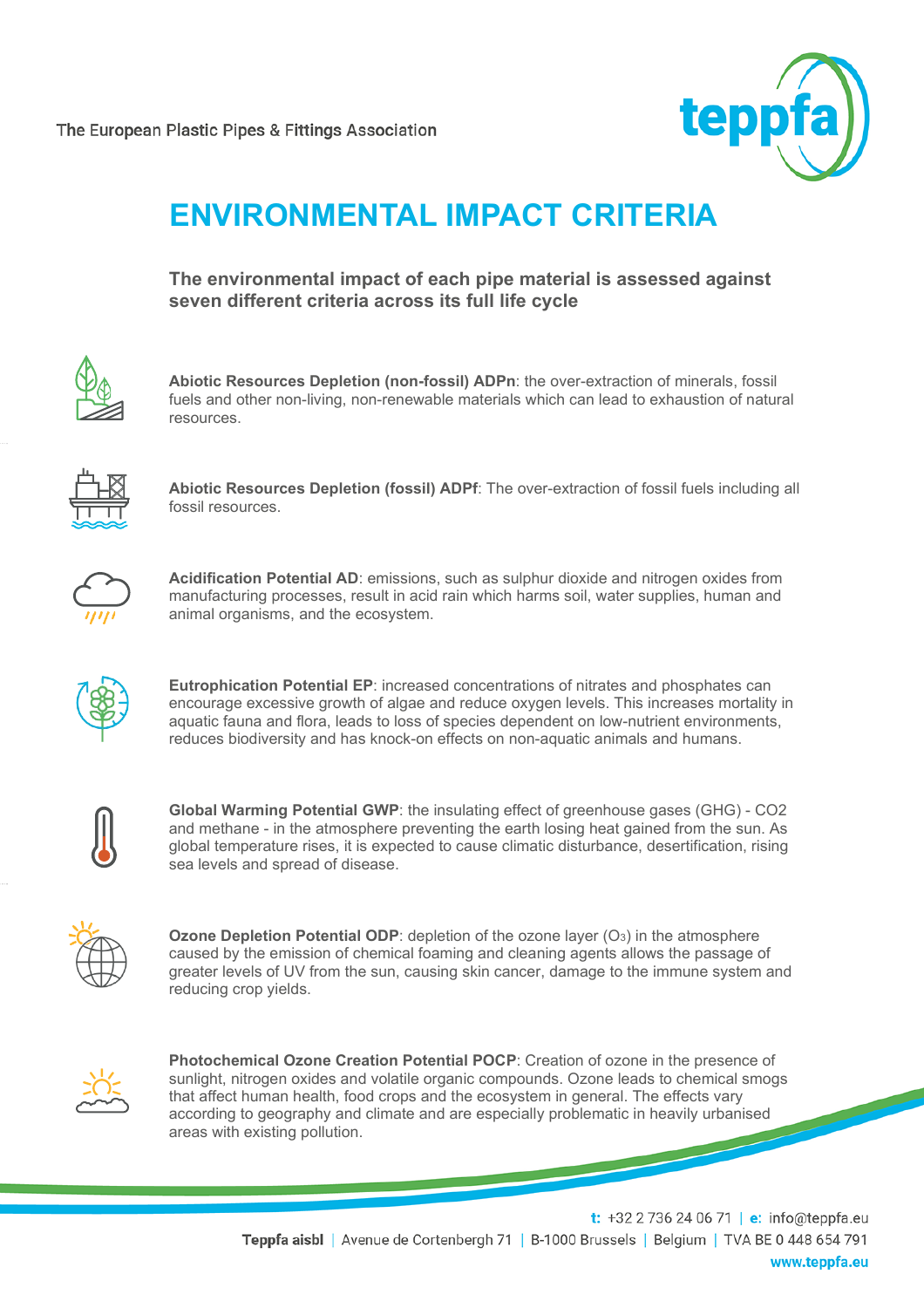The European Plastic Pipes & Fittings Association

# ENVIRONMENTAL IMPACT CRITERIA

**The environmental impact of each pipe material is assessed against seven different criteria across its full life cycle**

**Abiotic Resources Depletion (non-fossil) ADPn**: the over-extraction of minerals, fossil fuels and other non-living, non-renewable materials which can lead to exhaustion of natural resources.

**Abiotic Resources Depletion (fossil) ADPf**: The over-extraction of fossil fuels including all fossil resources.

**Acidification Potential AD**: emissions, such as sulphur dioxide and nitrogen oxides from manufacturing processes, result in acid rain which harms soil, water supplies, human and animal organisms, and the ecosystem.

**Eutrophication Potential EP**: increased concentrations of nitrates and phosphates can encourage excessive growth of algae and reduce oxygen levels. This increases mortality in aquatic fauna and flora, leads to loss of species dependent on low-nutrient environments, reduces biodiversity and has knock-on effects on non-aquatic animals and humans.

**Global Warming Potential GWP**: the insulating effect of greenhouse gases (GHG) - CO2 and methane - in the atmosphere preventing the earth losing heat gained from the sun. As global temperature rises, it is expected to cause climatic disturbance, desertification, rising sea levels and spread of disease.

**Ozone Depletion Potential ODP**: depletion of the ozone layer ($O_3$) in the atmosphere caused by the emission of chemical foaming and cleaning agents allows the passage of greater levels of UV from the sun, causing skin cancer, damage to the immune system and reducing crop yields.

**Photochemical Ozone Creation Potential POCP**: Creation of ozone in the presence of sunlight, nitrogen oxides and volatile organic compounds. Ozone leads to chemical smogs that affect human health, food crops and the ecosystem in general. The effects vary according to geography and climate and are especially problematic in heavily urbanised areas with existing pollution.

t: +32 2 736 24 06 71 | e: info@teppfa.eu

**Teppfa aisbl** | Avenue de Cortenbergh 71 | B-1000 Brussels | Belgium | TVA BE 0 448 654 791

www.teppfa.eu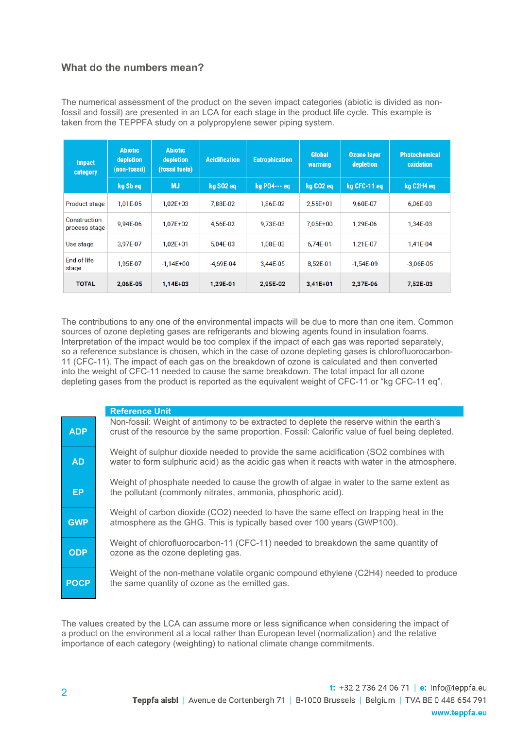## What do the numbers mean?

The numerical assessment of the product on the seven impact categories (abiotic is divided as non-fossil and fossil) are presented in an LCA for each stage in the product life cycle. This example is taken from the TEPPFA study on a polypropylene sewer piping system.

| Impact category | Abiotic depletion (non-fossil) | Abiotic depletion (fossil fuels) | Acidification | Eutrophication | Global warming | Ozone layer depletion | Photochemical oxidation |
|---|---|---|---|---|---|---|---|
| | kg Sb eq | MJ | kg SO2 eq | kg PO4--- eq | kg CO2 eq | kg CFC-11 eq | kg C2H4 eq |
| Product stage | 1,01E-05 | 1,02E+03 | 7,88E-02 | 1,86E-02 | 2,55E+01 | 9,60E-07 | 6,06E-03 |
| Construction process stage | 9,94E-06 | 1,07E+02 | 4,56E-02 | 9,73E-03 | 7,05E+00 | 1,29E-06 | 1,34E-03 |
| Use stage | 3,97E-07 | 1,02E+01 | 5,04E-03 | 1,08E-03 | 6,74E-01 | 1,21E-07 | 1,41E-04 |
| End of life stage | 1,95E-07 | -1,14E+00 | -4,69E-04 | 3,44E-05 | 8,52E-01 | -1,54E-09 | -3,06E-05 |
| **TOTAL** | **2,06E-05** | **1,14E+03** | **1,29E-01** | **2,95E-02** | **3,41E+01** | **2,37E-06** | **7,52E-03** |

The contributions to any one of the environmental impacts will be due to more than one item. Common sources of ozone depleting gases are refrigerants and blowing agents found in insulation foams. Interpretation of the impact would be too complex if the impact of each gas was reported separately, so a reference substance is chosen, which in the case of ozone depleting gases is chlorofluorocarbon-11 (CFC-11). The impact of each gas on the breakdown of ozone is calculated and then converted into the weight of CFC-11 needed to cause the same breakdown. The total impact for all ozone depleting gases from the product is reported as the equivalent weight of CFC-11 or "kg CFC-11 eq".

| | Reference Unit |
|---|---|
| **ADP** | Non-fossil: Weight of antimony to be extracted to deplete the reserve within the earth's crust of the resource by the same proportion. Fossil: Calorific value of fuel being depleted. |
| **AD** | Weight of sulphur dioxide needed to provide the same acidification (SO2 combines with water to form sulphuric acid) as the acidic gas when it reacts with water in the atmosphere. |
| **EP** | Weight of phosphate needed to cause the growth of algae in water to the same extent as the pollutant (commonly nitrates, ammonia, phosphoric acid). |
| **GWP** | Weight of carbon dioxide (CO2) needed to have the same effect on trapping heat in the atmosphere as the GHG. This is typically based over 100 years (GWP100). |
| **ODP** | Weight of chlorofluorocarbon-11 (CFC-11) needed to breakdown the same quantity of ozone as the ozone depleting gas. |
| **POCP** | Weight of the non-methane volatile organic compound ethylene (C2H4) needed to produce the same quantity of ozone as the emitted gas. |

The values created by the LCA can assume more or less significance when considering the impact of a product on the environment at a local rather than European level (normalization) and the relative importance of each category (weighting) to national climate change commitments.

t: +32 2 736 24 06 71 | e: info@teppfa.eu

**Teppfa aisbl** | Avenue de Cortenbergh 71 | B-1000 Brussels | Belgium | TVA BE 0 448 654 791

www.teppfa.eu